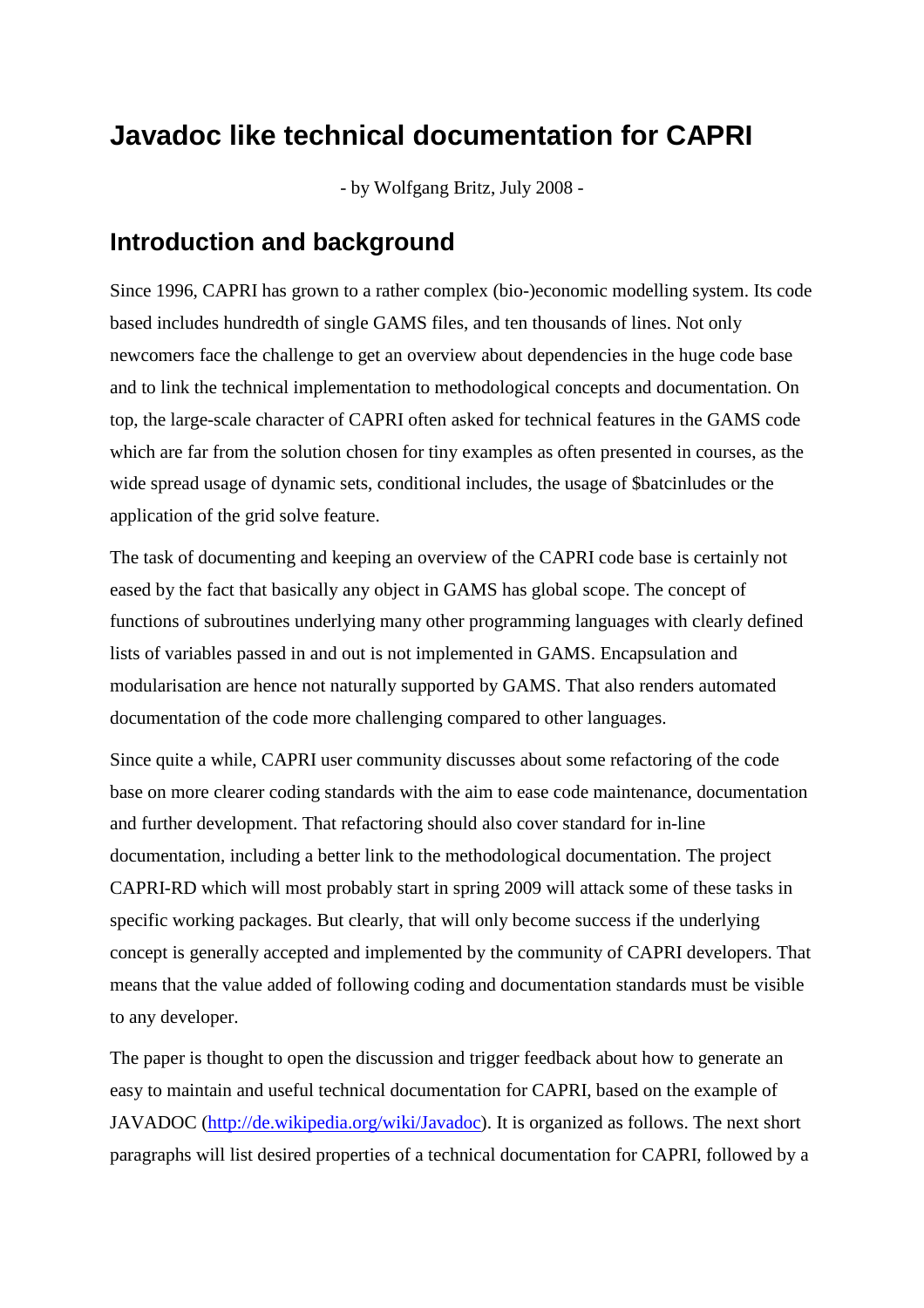# Javadoc like technical documentation for CAPRI

- by Wolfgang Britz, July 2008 -

## Introduction and background

Since 1996, CAPRI has grown to a rather complex (bio-)economic modelling system. Its code based includes hundredth of single GAMS files, and ten thousands of lines. Not only newcomers face the challenge to get an overview about dependencies in the huge code base and to link the technical implementation to methodological concepts and documentation. On top, the large-scale character of CAPRI often asked for technical features in the GAMS code which are far from the solution chosen for tiny examples as often presented in courses, as the wide spread usage of dynamic sets, conditional includes, the usage of $batcinludes or the application of the grid solve feature.

The task of documenting and keeping an overview of the CAPRI code base is certainly not eased by the fact that basically any object in GAMS has global scope. The concept of functions of subroutines underlying many other programming languages with clearly defined lists of variables passed in and out is not implemented in GAMS. Encapsulation and modularisation are hence not naturally supported by GAMS. That also renders automated documentation of the code more challenging compared to other languages.

Since quite a while, CAPRI user community discusses about some refactoring of the code base on more clearer coding standards with the aim to ease code maintenance, documentation and further development. That refactoring should also cover standard for in-line documentation, including a better link to the methodological documentation. The project CAPRI-RD which will most probably start in spring 2009 will attack some of these tasks in specific working packages. But clearly, that will only become success if the underlying concept is generally accepted and implemented by the community of CAPRI developers. That means that the value added of following coding and documentation standards must be visible to any developer.

The paper is thought to open the discussion and trigger feedback about how to generate an easy to maintain and useful technical documentation for CAPRI, based on the example of JAVADOC ([http://de.wikipedia.org/wiki/Javadoc](http://de.wikipedia.org/wiki/Javadoc)). It is organized as follows. The next short paragraphs will list desired properties of a technical documentation for CAPRI, followed by a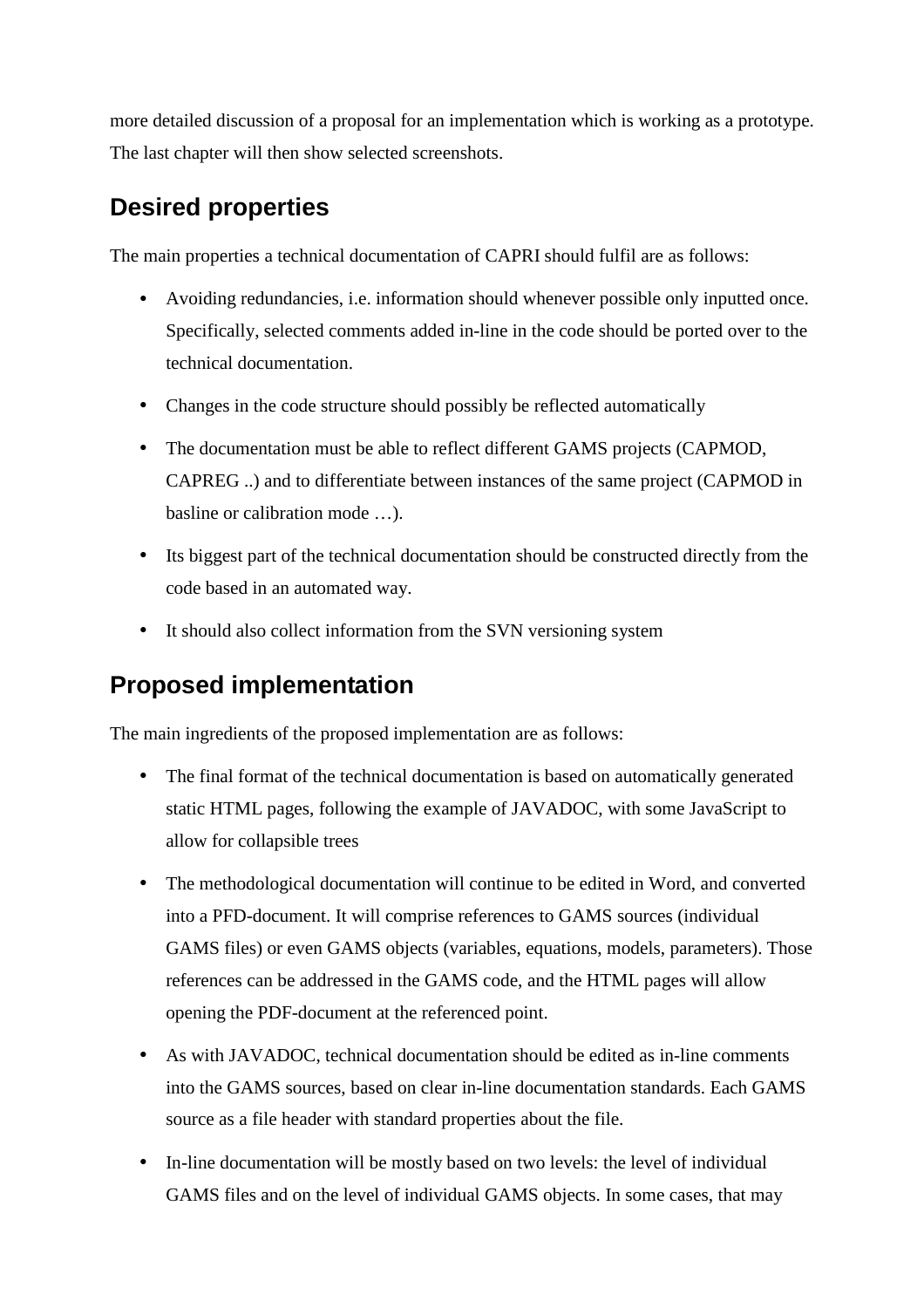more detailed discussion of a proposal for an implementation which is working as a prototype. The last chapter will then show selected screenshots.

## Desired properties

The main properties a technical documentation of CAPRI should fulfil are as follows:

- Avoiding redundancies, i.e. information should whenever possible only inputted once. Specifically, selected comments added in-line in the code should be ported over to the technical documentation.
- Changes in the code structure should possibly be reflected automatically
- The documentation must be able to reflect different GAMS projects (CAPMOD, CAPREG ..) and to differentiate between instances of the same project (CAPMOD in basline or calibration mode …).
- Its biggest part of the technical documentation should be constructed directly from the code based in an automated way.
- It should also collect information from the SVN versioning system

## Proposed implementation

The main ingredients of the proposed implementation are as follows:

- The final format of the technical documentation is based on automatically generated static HTML pages, following the example of JAVADOC, with some JavaScript to allow for collapsible trees
- The methodological documentation will continue to be edited in Word, and converted into a PFD-document. It will comprise references to GAMS sources (individual GAMS files) or even GAMS objects (variables, equations, models, parameters). Those references can be addressed in the GAMS code, and the HTML pages will allow opening the PDF-document at the referenced point.
- As with JAVADOC, technical documentation should be edited as in-line comments into the GAMS sources, based on clear in-line documentation standards. Each GAMS source as a file header with standard properties about the file.
- In-line documentation will be mostly based on two levels: the level of individual GAMS files and on the level of individual GAMS objects. In some cases, that may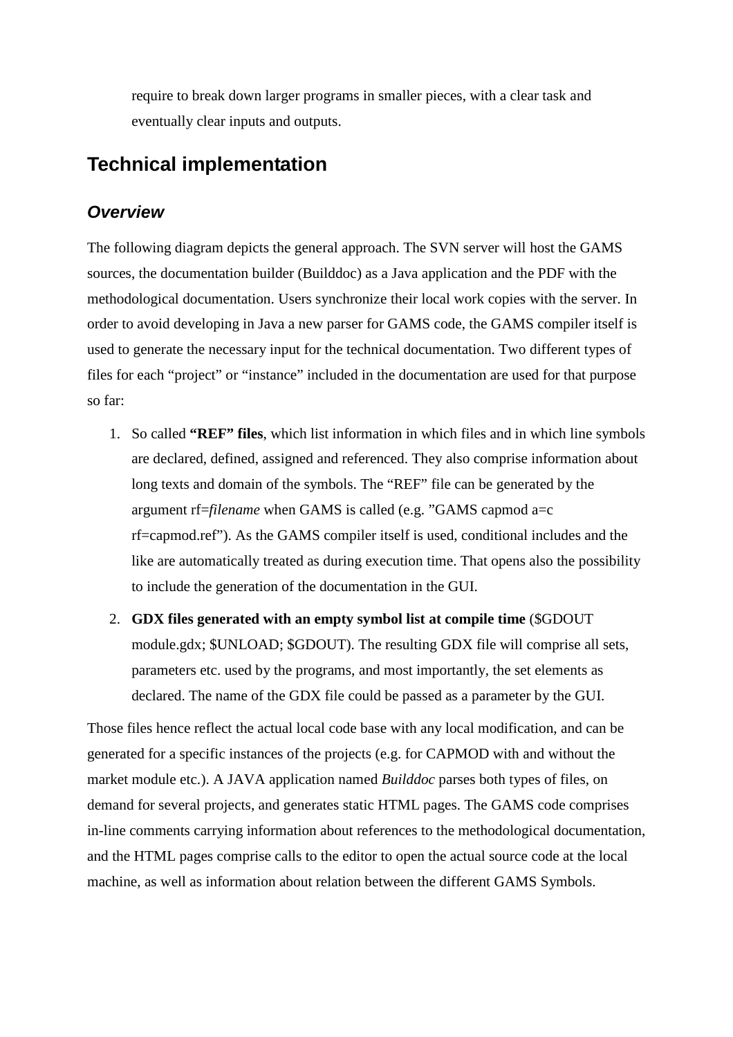require to break down larger programs in smaller pieces, with a clear task and eventually clear inputs and outputs.

# Technical implementation

## *Overview*

The following diagram depicts the general approach. The SVN server will host the GAMS sources, the documentation builder (Builddoc) as a Java application and the PDF with the methodological documentation. Users synchronize their local work copies with the server. In order to avoid developing in Java a new parser for GAMS code, the GAMS compiler itself is used to generate the necessary input for the technical documentation. Two different types of files for each "project" or "instance" included in the documentation are used for that purpose so far:

1. So called **"REF" files**, which list information in which files and in which line symbols are declared, defined, assigned and referenced. They also comprise information about long texts and domain of the symbols. The "REF" file can be generated by the argument rf=*filename* when GAMS is called (e.g. "GAMS capmod a=c rf=capmod.ref"). As the GAMS compiler itself is used, conditional includes and the like are automatically treated as during execution time. That opens also the possibility to include the generation of the documentation in the GUI.
2. **GDX files generated with an empty symbol list at compile time** ($GDOUT module.gdx; $UNLOAD; $GDOUT). The resulting GDX file will comprise all sets, parameters etc. used by the programs, and most importantly, the set elements as declared. The name of the GDX file could be passed as a parameter by the GUI.

Those files hence reflect the actual local code base with any local modification, and can be generated for a specific instances of the projects (e.g. for CAPMOD with and without the market module etc.). A JAVA application named *Builddoc* parses both types of files, on demand for several projects, and generates static HTML pages. The GAMS code comprises in-line comments carrying information about references to the methodological documentation, and the HTML pages comprise calls to the editor to open the actual source code at the local machine, as well as information about relation between the different GAMS Symbols.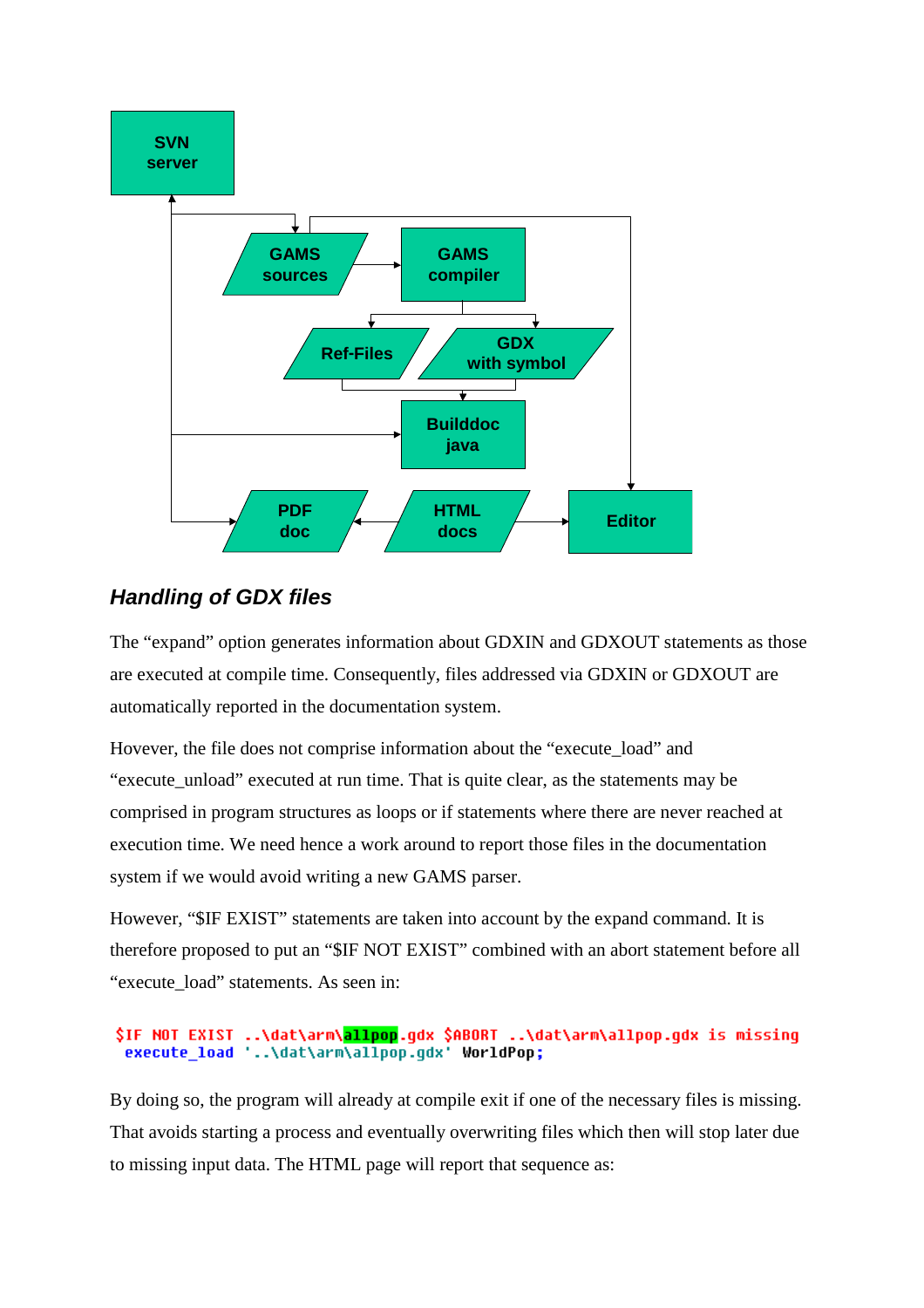## *Handling of GDX files*

The "expand" option generates information about GDXIN and GDXOUT statements as those are executed at compile time. Consequently, files addressed via GDXIN or GDXOUT are automatically reported in the documentation system.

Hovever, the file does not comprise information about the "execute_load" and "execute_unload" executed at run time. That is quite clear, as the statements may be comprised in program structures as loops or if statements where there are never reached at execution time. We need hence a work around to report those files in the documentation system if we would avoid writing a new GAMS parser.

However, "$IF EXIST" statements are taken into account by the expand command. It is therefore proposed to put an "$IF NOT EXIST" combined with an abort statement before all "execute_load" statements. As seen in:

```
$IF NOT EXIST ..\dat\arm\allpop.gdx $ABORT ..\dat\arm\allpop.gdx is missing
 execute_load '..\dat\arm\allpop.gdx' WorldPop;
```

By doing so, the program will already at compile exit if one of the necessary files is missing. That avoids starting a process and eventually overwriting files which then will stop later due to missing input data. The HTML page will report that sequence as: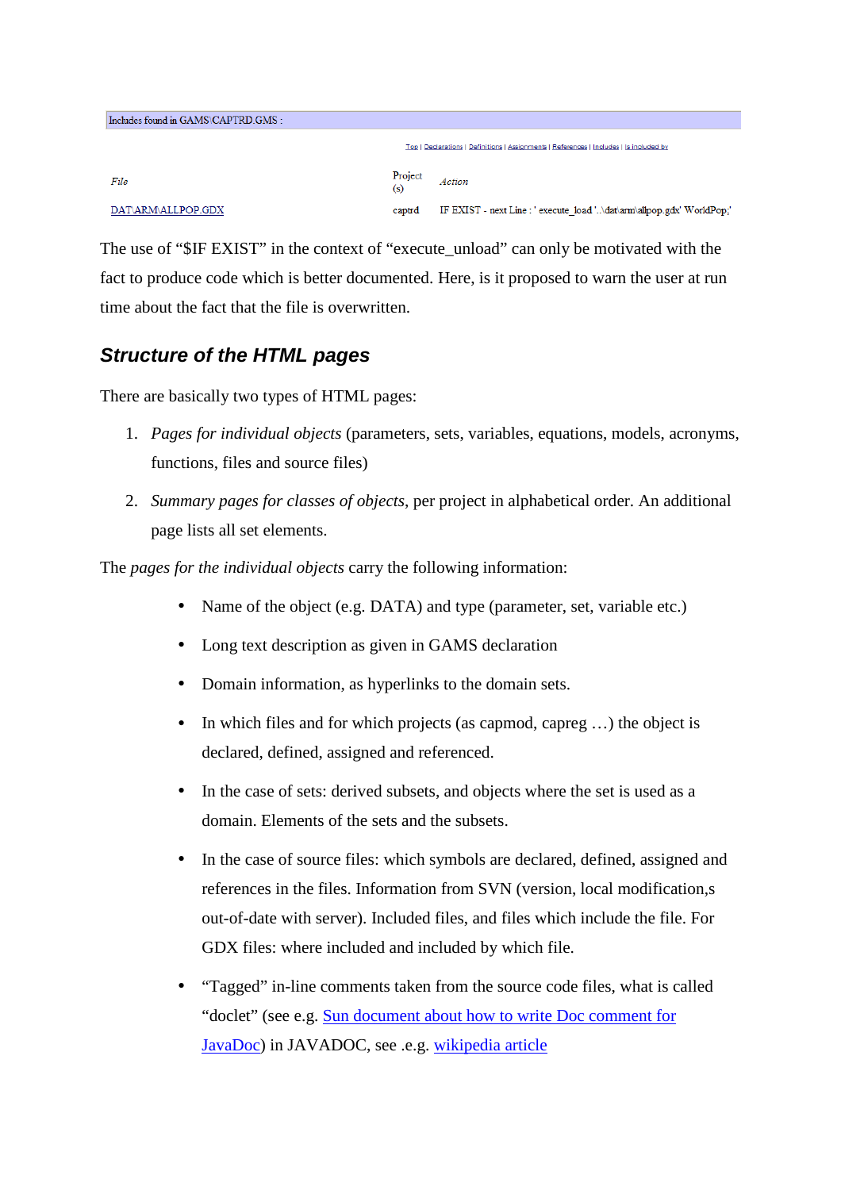Includes found in GAMS\CAPTRD.GMS :

Top | Declarations | Definitions | Assignments | References | Includes | Is included by

| *File* | Project (s) | *Action* |
| --- | --- | --- |
| DAT\ARM\ALLPOP.GDX | captrd | IF EXIST - next Line : ' execute_load '..\dat\arm\allpop.gdx' WorldPop;' |

The use of "$IF EXIST" in the context of "execute_unload" can only be motivated with the fact to produce code which is better documented. Here, is it proposed to warn the user at run time about the fact that the file is overwritten.

## *Structure of the HTML pages*

There are basically two types of HTML pages:

1. *Pages for individual objects* (parameters, sets, variables, equations, models, acronyms, functions, files and source files)
2. *Summary pages for classes of objects*, per project in alphabetical order. An additional page lists all set elements.

The *pages for the individual objects* carry the following information:

- Name of the object (e.g. DATA) and type (parameter, set, variable etc.)
- Long text description as given in GAMS declaration
- Domain information, as hyperlinks to the domain sets.
- In which files and for which projects (as capmod, capreg …) the object is declared, defined, assigned and referenced.
- In the case of sets: derived subsets, and objects where the set is used as a domain. Elements of the sets and the subsets.
- In the case of source files: which symbols are declared, defined, assigned and references in the files. Information from SVN (version, local modification,s out-of-date with server). Included files, and files which include the file. For GDX files: where included and included by which file.
- "Tagged" in-line comments taken from the source code files, what is called "doclet" (see e.g. Sun document about how to write Doc comment for JavaDoc) in JAVADOC, see .e.g. wikipedia article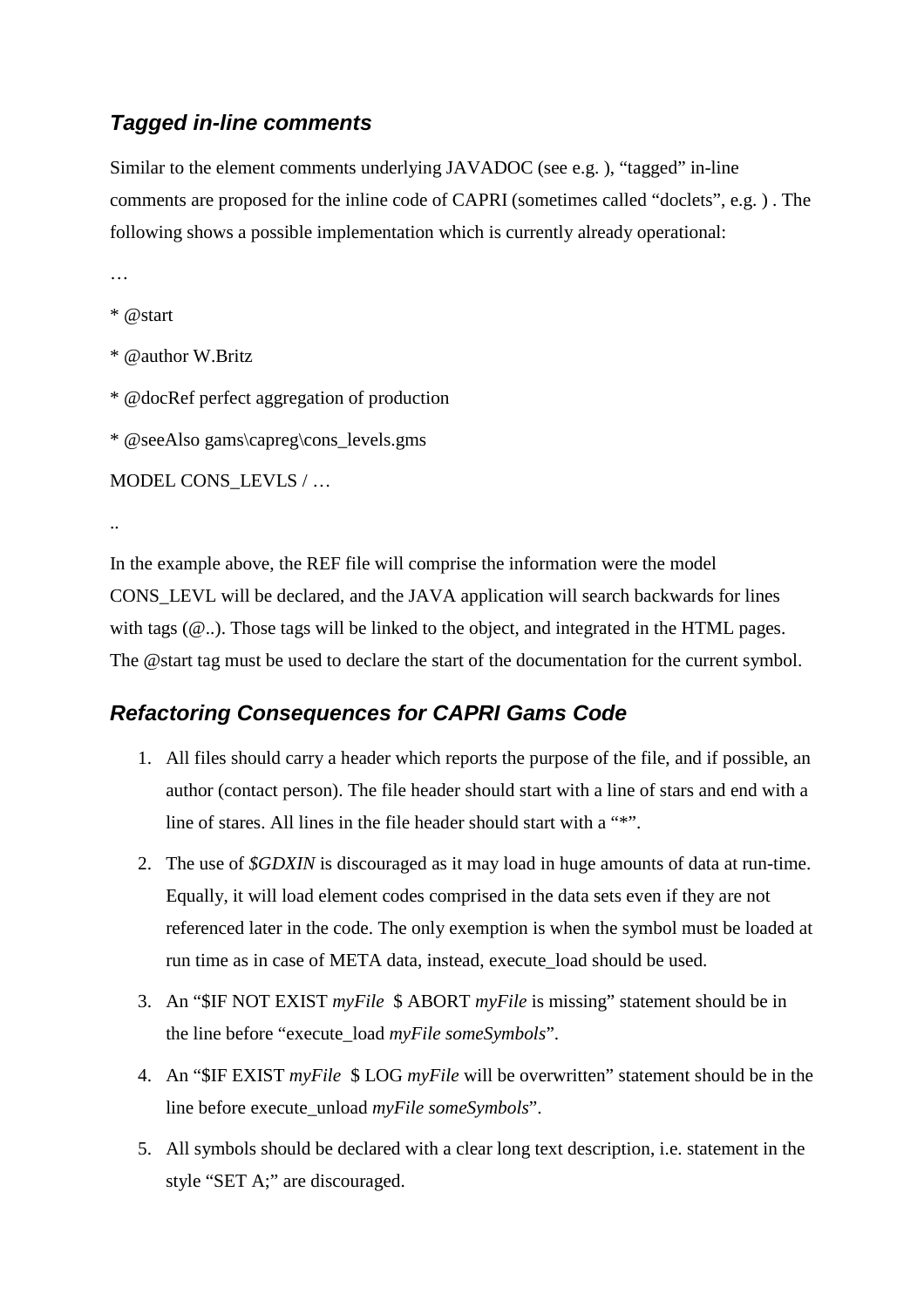### *Tagged in-line comments*

Similar to the element comments underlying JAVADOC (see e.g. ), "tagged" in-line comments are proposed for the inline code of CAPRI (sometimes called "doclets", e.g. ) . The following shows a possible implementation which is currently already operational:

…

\* @start

\* @author W.Britz

\* @docRef perfect aggregation of production

\* @seeAlso gams\capreg\cons_levels.gms

MODEL CONS_LEVLS / …

..

In the example above, the REF file will comprise the information were the model CONS_LEVL will be declared, and the JAVA application will search backwards for lines with tags (@..). Those tags will be linked to the object, and integrated in the HTML pages. The @start tag must be used to declare the start of the documentation for the current symbol.

### *Refactoring Consequences for CAPRI Gams Code*

1. All files should carry a header which reports the purpose of the file, and if possible, an author (contact person). The file header should start with a line of stars and end with a line of stares. All lines in the file header should start with a "*".
2. The use of *$GDXIN* is discouraged as it may load in huge amounts of data at run-time. Equally, it will load element codes comprised in the data sets even if they are not referenced later in the code. The only exemption is when the symbol must be loaded at run time as in case of META data, instead, execute_load should be used.
3. An "$IF NOT EXIST *myFile*  $ ABORT *myFile* is missing" statement should be in the line before "execute_load *myFile someSymbols*".
4. An "$IF EXIST *myFile*  $ LOG *myFile* will be overwritten" statement should be in the line before execute_unload *myFile someSymbols*".
5. All symbols should be declared with a clear long text description, i.e. statement in the style "SET A;" are discouraged.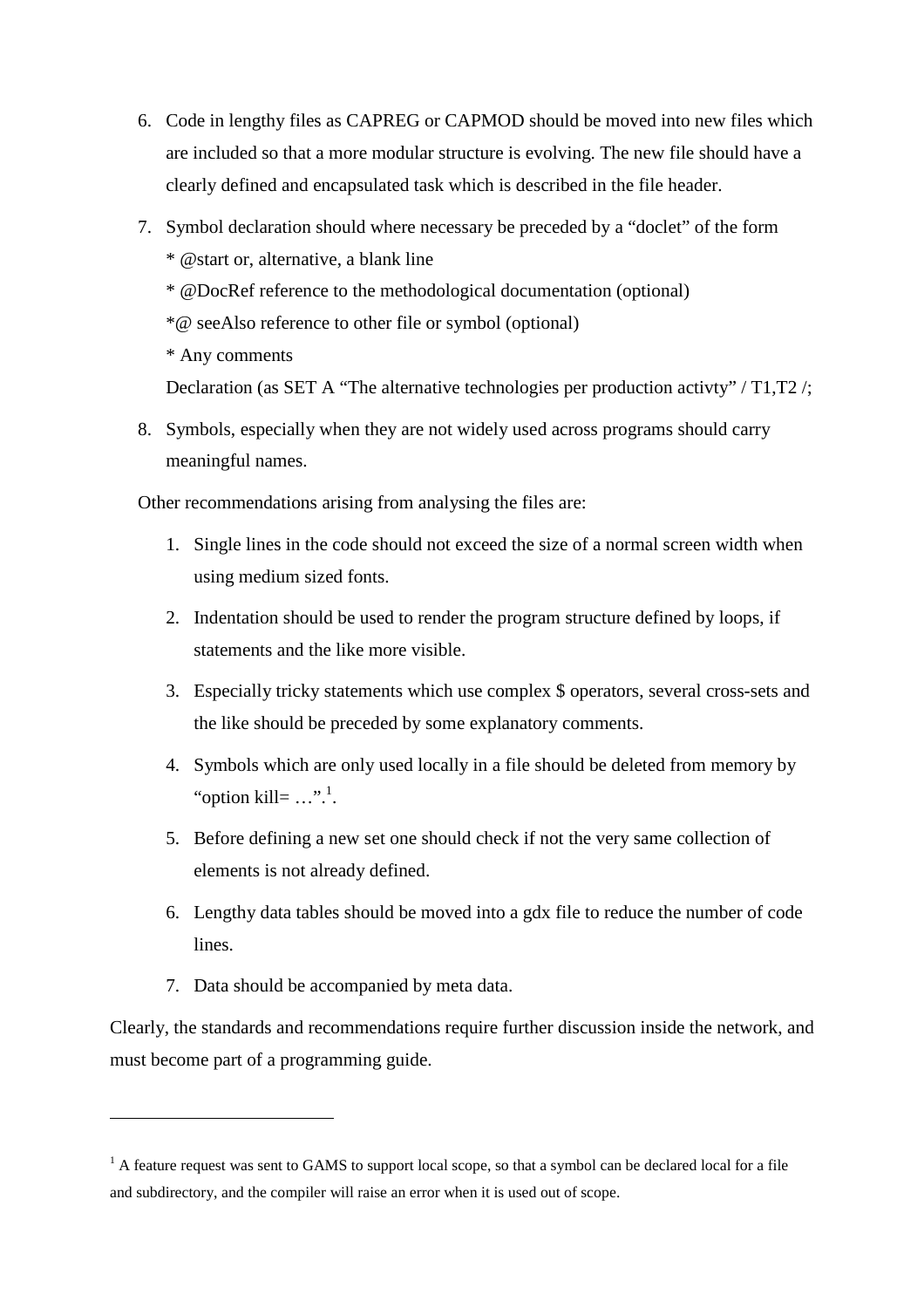6. Code in lengthy files as CAPREG or CAPMOD should be moved into new files which are included so that a more modular structure is evolving. The new file should have a clearly defined and encapsulated task which is described in the file header.

7. Symbol declaration should where necessary be preceded by a "doclet" of the form
   * @start or, alternative, a blank line
   * @DocRef reference to the methodological documentation (optional)
   *@ seeAlso reference to other file or symbol (optional)
   * Any comments
   Declaration (as SET A "The alternative technologies per production activty" / T1,T2 /;

8. Symbols, especially when they are not widely used across programs should carry meaningful names.

Other recommendations arising from analysing the files are:

1. Single lines in the code should not exceed the size of a normal screen width when using medium sized fonts.
2. Indentation should be used to render the program structure defined by loops, if statements and the like more visible.
3. Especially tricky statements which use complex $ operators, several cross-sets and the like should be preceded by some explanatory comments.
4. Symbols which are only used locally in a file should be deleted from memory by "option kill= …".[1].
5. Before defining a new set one should check if not the very same collection of elements is not already defined.
6. Lengthy data tables should be moved into a gdx file to reduce the number of code lines.
7. Data should be accompanied by meta data.

Clearly, the standards and recommendations require further discussion inside the network, and must become part of a programming guide.

---

[1] A feature request was sent to GAMS to support local scope, so that a symbol can be declared local for a file and subdirectory, and the compiler will raise an error when it is used out of scope.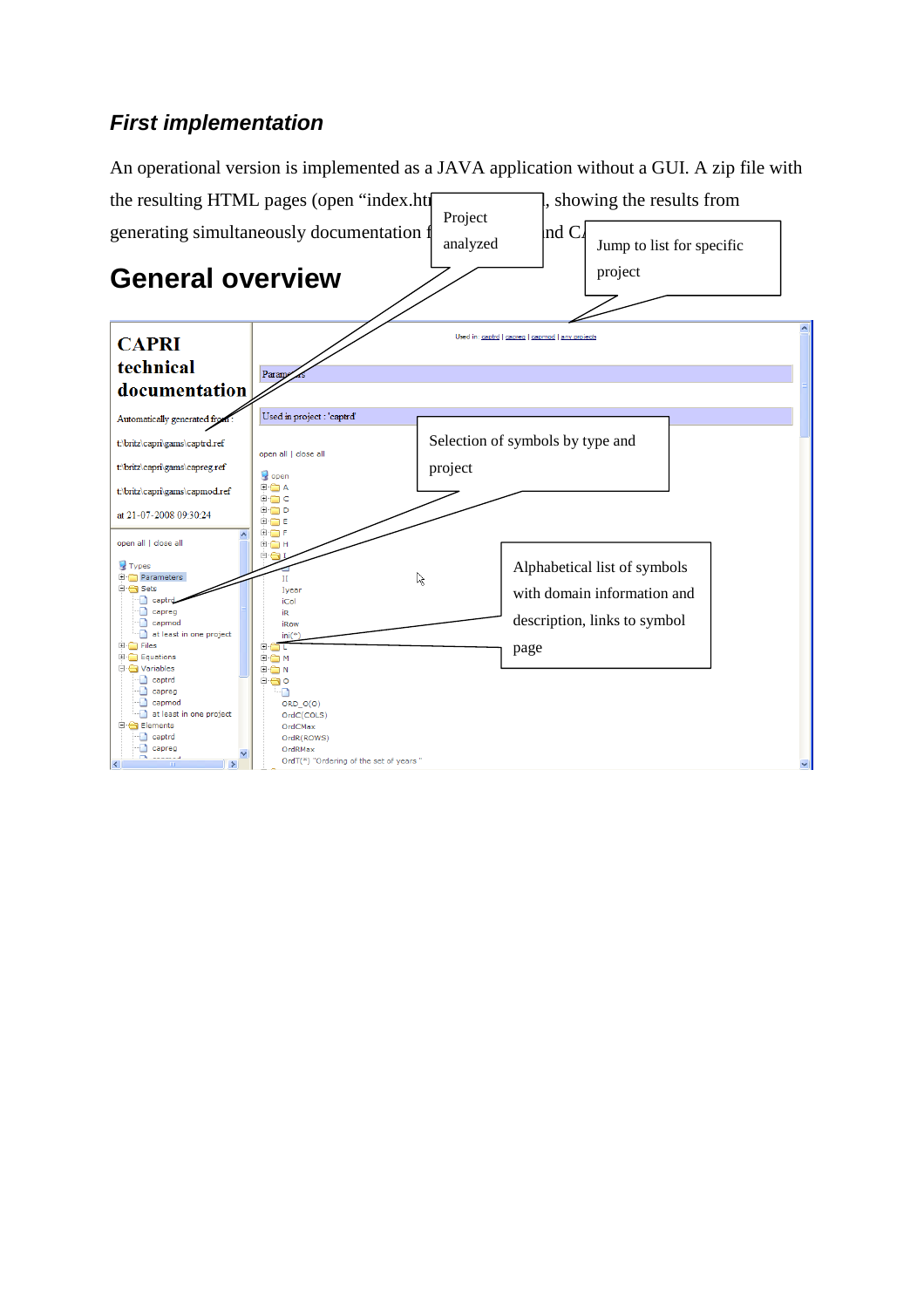### *First implementation*

An operational version is implemented as a JAVA application without a GUI. A zip file with the resulting HTML pages (open "index.htm", showing the results from generating simultaneously documentation f... and C...

## General overview

Project analyzed

Jump to list for specific project

Selection of symbols by type and project

Alphabetical list of symbols with domain information and description, links to symbol page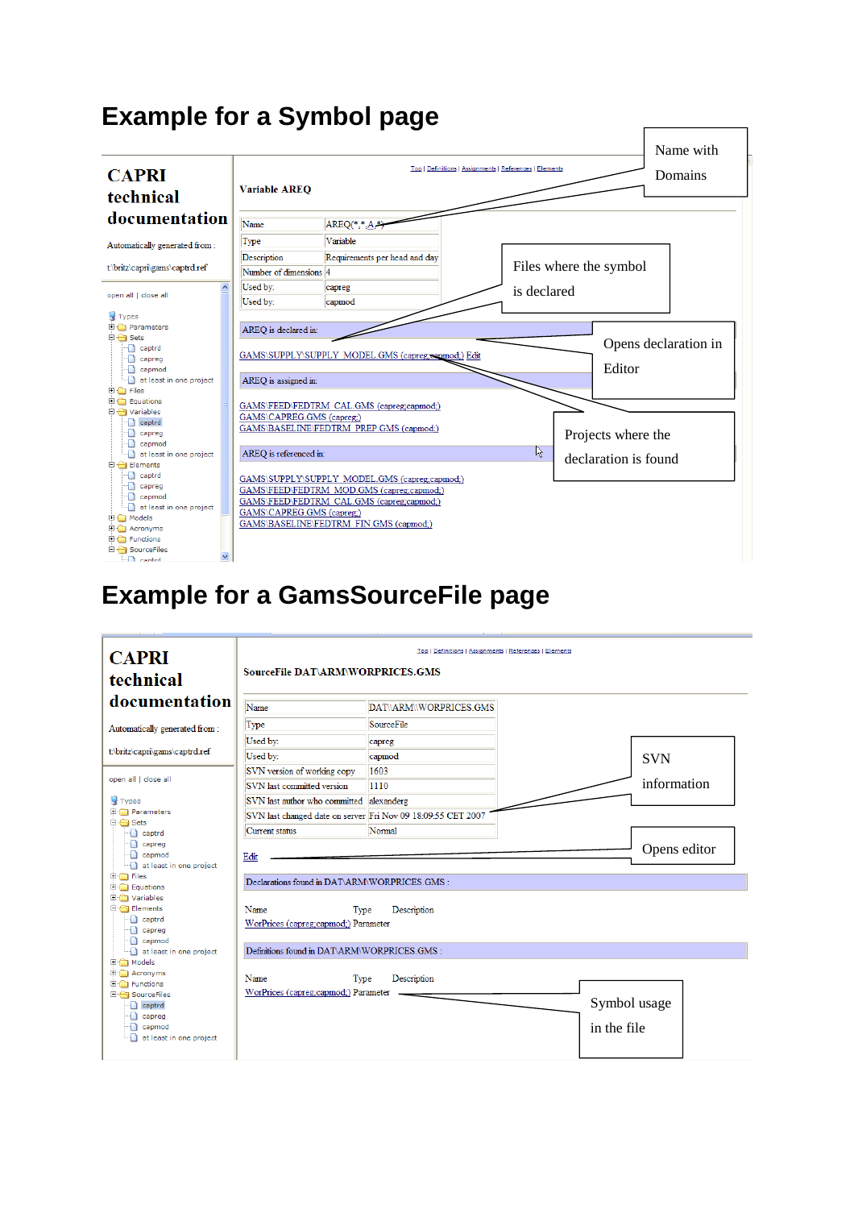# Example for a Symbol page

CAPRI technical documentation

Automatically generated from :

t:\britz\capri\gams\captrd.ref

open all | close all

Types
- Parameters
- Sets
  - captrd
  - capreg
  - capmod
  - at least in one project
- Files
- Equations
- Variables
  - captrd
  - capreg
  - capmod
  - at least in one project
- Elements
  - captrd
  - capreg
  - capmod
  - at least in one project
- Models
- Acronyms
- Functions
- SourceFiles
  - captrd

Top | Definitions | Assignments | References | Elements

**Variable AREQ**

| Name | AREQ(*,*,A,*) |
|---|---|
| Type | Variable |
| Description | Requirements per head and day |
| Number of dimensions | 4 |
| Used by: | capreg |
| Used by: | capmod |

AREQ is declared in:

GAMS\SUPPLY\SUPPLY_MODEL.GMS (capreg;capmod;) Edit

AREQ is assigned in:

GAMS\FEED\FEDTRM_CAL.GMS (capreg;capmod;)
GAMS\CAPREG.GMS (capreg;)
GAMS\BASELINE\FEDTRM_PREP.GMS (capmod;)

AREQ is referenced in:

GAMS\SUPPLY\SUPPLY_MODEL.GMS (capreg;capmod;)
GAMS\FEED\FEDTRM_MOD.GMS (capreg;capmod;)
GAMS\FEED\FEDTRM_CAL.GMS (capreg;capmod;)
GAMS\CAPREG.GMS (capreg;)
GAMS\BASELINE\FEDTRM_FIN.GMS (capmod;)

Callouts: Name with Domains; Files where the symbol is declared; Opens declaration in Editor; Projects where the declaration is found

# Example for a GamsSourceFile page

CAPRI technical documentation

Automatically generated from :

t:\britz\capri\gams\captrd.ref

open all | close all

Types
- Parameters
- Sets
  - captrd
  - capreg
  - capmod
  - at least in one project
- Files
- Equations
- Variables
- Elements
  - captrd
  - capreg
  - capmod
  - at least in one project
- Models
- Acronyms
- Functions
- SourceFiles
  - captrd
  - capreg
  - capmod
  - at least in one project

Top | Definitions | Assignments | References | Elements

**SourceFile DAT\ARM\WORPRICES.GMS**

| Name | DAT\ARM\WORPRICES.GMS |
|---|---|
| Type | SourceFile |
| Used by: | capreg |
| Used by: | capmod |
| SVN version of working copy | 1603 |
| SVN last committed version | 1110 |
| SVN last author who committed | alexanderg |
| SVN last changed date on server | Fri Nov 09 18:09:55 CET 2007 |
| Current status | Normal |

Edit

Declarations found in DAT\ARM\WORPRICES.GMS :

| Name | Type | Description |
|---|---|---|
| WorPrices (capreg;capmod;) | Parameter | |

Definitions found in DAT\ARM\WORPRICES.GMS :

| Name | Type | Description |
|---|---|---|
| WorPrices (capreg;capmod;) | Parameter | |

Callouts: SVN information; Opens editor; Symbol usage in the file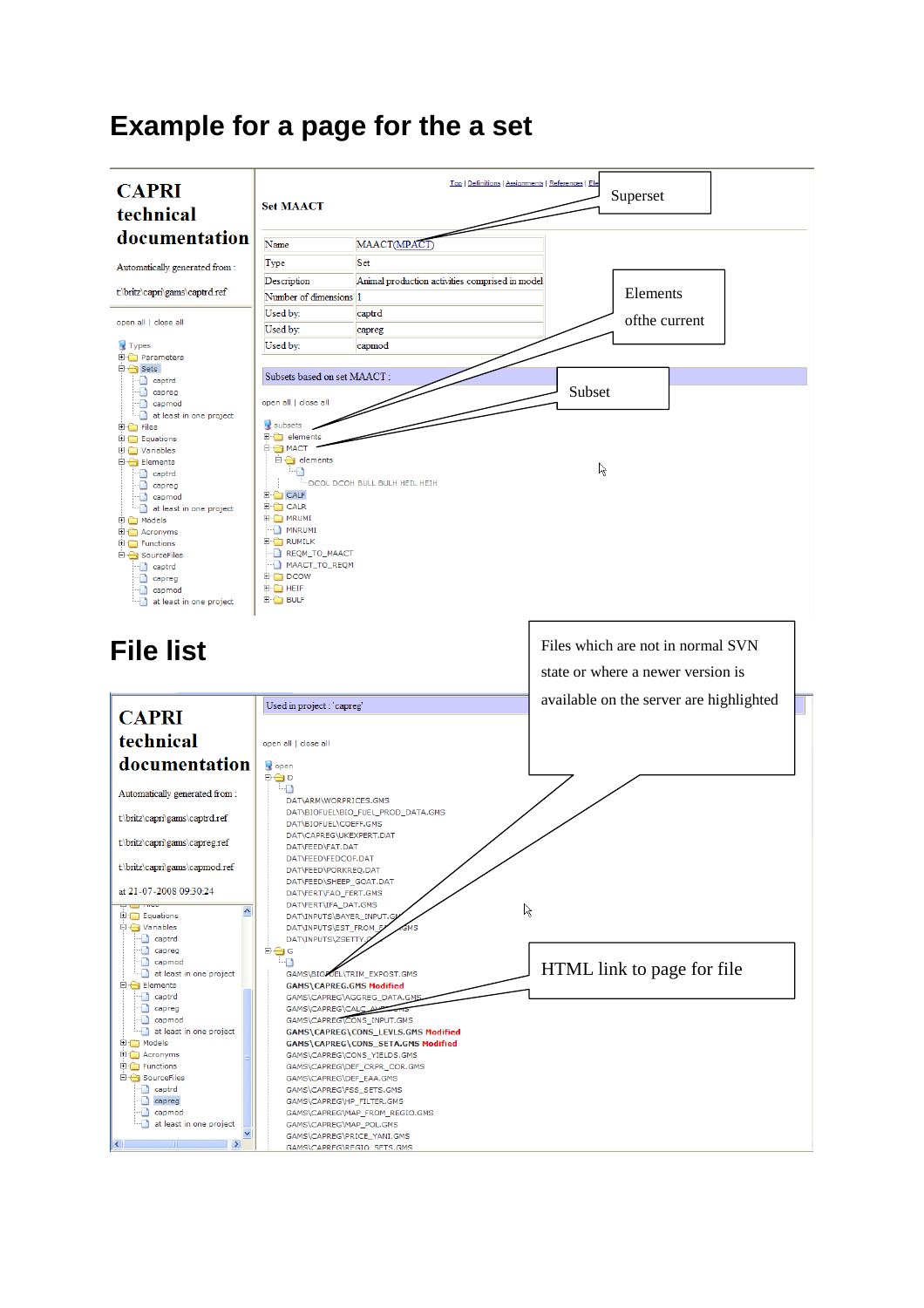# Example for a page for the a set

**CAPRI technical documentation**

Automatically generated from :

t:\britz\capri\gams\captrd.ref

open all | close all

Top | Definitions | Assignments | References | Ele

**Set MAACT**

| Name | MAACT(MPACT) |
|---|---|
| Type | Set |
| Description | Animal production activities comprised in model |
| Number of dimensions | 1 |
| Used by: | captrd |
| Used by: | capreg |
| Used by: | capmod |

Subsets based on set MAACT :

Superset

Elements ofthe current

Subset

# File list

**CAPRI technical documentation**

Automatically generated from :

t:\britz\capri\gams\captrd.ref

t:\britz\capri\gams\capreg.ref

t:\britz\capri\gams\capmod.ref

at 21-07-2008 09:30:24

Used in project : 'capreg'

Files which are not in normal SVN state or where a newer version is available on the server are highlighted

HTML link to page for file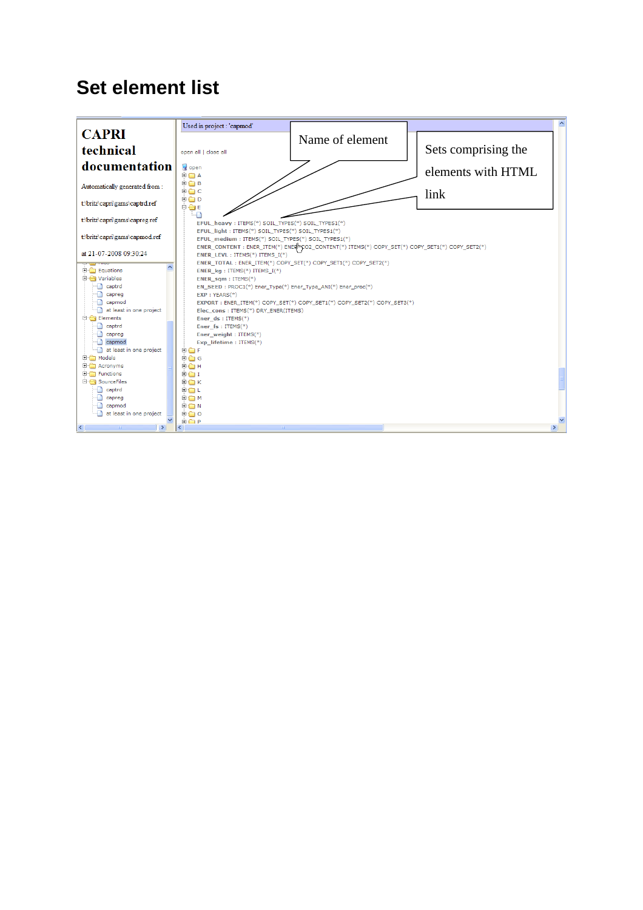# Set element list

CAPRI technical documentation

Automatically generated from :

t:\britz\capri\gams\captrd.ref

t:\britz\capri\gams\capreg.ref

t:\britz\capri\gams\capmod.ref

at 21-07-2008 09:30:24

Used in project : 'capmod'

Name of element

Sets comprising the elements with HTML link

open all | close all

open
A
B
C
D
E

EFUL_heavy : ITEMS(*) SOIL_TYPES(*) SOIL_TYPES1(*)
EFUL_light : ITEMS(*) SOIL_TYPES(*) SOIL_TYPES1(*)
EFUL_medium : ITEMS(*) SOIL_TYPES(*) SOIL_TYPES1(*)
ENER_CONTENT : ENER_ITEM(*) ENER_CO2_CONTENT(*) ITEMS(*) COPY_SET(*) COPY_SET1(*) COPY_SET2(*)
ENER_LEVL : ITEMS(*) ITEMS_I(*)
ENER_TOTAL : ENER_ITEM(*) COPY_SET(*) COPY_SET1(*) COPY_SET2(*)
ENER_kg : ITEMS(*) ITEMS_I(*)
ENER_sqm : ITEMS(*)
EN_SEED : PROC1(*) Ener_Type(*) Ener_Type_ANI(*) Ener_proc(*)
EXP : YEARS(*)
EXPORT : ENER_ITEM(*) COPY_SET(*) COPY_SET1(*) COPY_SET2(*) COPY_SET3(*)
Elec_cons : ITEMS(*) DRY_ENER(ITEMS)
Ener_ds : ITEMS(*)
Ener_fs : ITEMS(*)
Ener_weight : ITEMS(*)
Exp_lifetime : ITEMS(*)

F
G
H
I
K
L
M
N
O
P

Equations
Variables
captrd
capreg
capmod
at least in one project
Elements
captrd
capreg
capmod
at least in one project
Models
Acronyms
Functions
SourceFiles
captrd
capreg
capmod
at least in one project